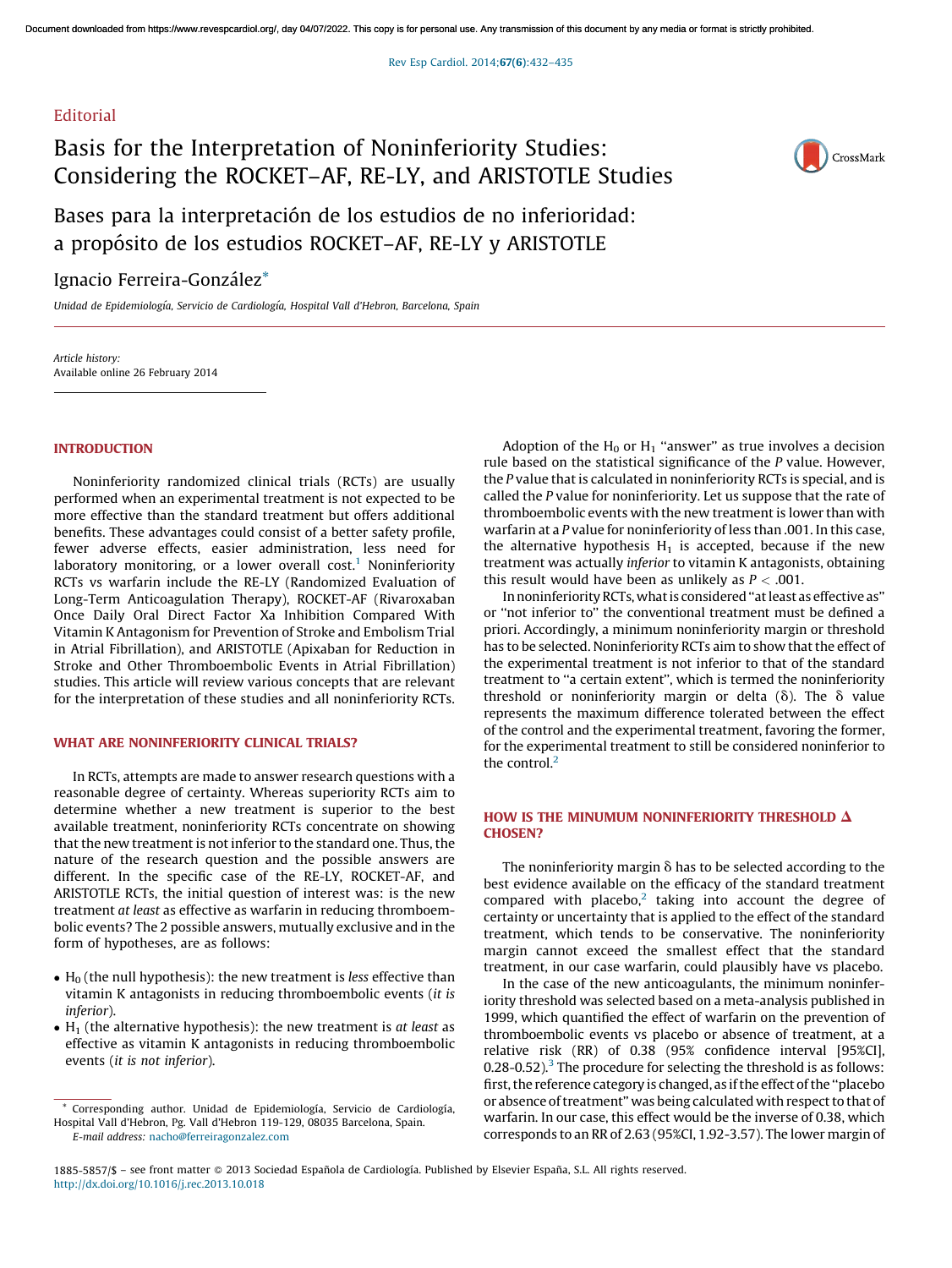## Editorial

# Basis for the Interpretation of Noninferiority Studies: Considering the ROCKET–AF, RE-LY, and ARISTOTLE Studies

# Bases para la interpretación de los estudios de no inferioridad: a propósito de los estudios ROCKET–AF, RE-LY y ARISTOTLE

Ignacio Ferreira-González*

*Unidad de Epidemiología, Servicio de Cardiología, Hospital Vall d'Hebron, Barcelona, Spain*

*Article history:*
Available online 26 February 2014

## INTRODUCTION

Noninferiority randomized clinical trials (RCTs) are usually performed when an experimental treatment is not expected to be more effective than the standard treatment but offers additional benefits. These advantages could consist of a better safety profile, fewer adverse effects, easier administration, less need for laboratory monitoring, or a lower overall cost.[1] Noninferiority RCTs vs warfarin include the RE-LY (Randomized Evaluation of Long-Term Anticoagulation Therapy), ROCKET-AF (Rivaroxaban Once Daily Oral Direct Factor Xa Inhibition Compared With Vitamin K Antagonism for Prevention of Stroke and Embolism Trial in Atrial Fibrillation), and ARISTOTLE (Apixaban for Reduction in Stroke and Other Thromboembolic Events in Atrial Fibrillation) studies. This article will review various concepts that are relevant for the interpretation of these studies and all noninferiority RCTs.

## WHAT ARE NONINFERIORITY CLINICAL TRIALS?

In RCTs, attempts are made to answer research questions with a reasonable degree of certainty. Whereas superiority RCTs aim to determine whether a new treatment is superior to the best available treatment, noninferiority RCTs concentrate on showing that the new treatment is not inferior to the standard one. Thus, the nature of the research question and the possible answers are different. In the specific case of the RE-LY, ROCKET-AF, and ARISTOTLE RCTs, the initial question of interest was: is the new treatment *at least* as effective as warfarin in reducing thromboembolic events? The 2 possible answers, mutually exclusive and in the form of hypotheses, are as follows:

- $H_0$ (the null hypothesis): the new treatment is *less* effective than vitamin K antagonists in reducing thromboembolic events (*it is inferior*).
- $H_1$ (the alternative hypothesis): the new treatment is *at least* as effective as vitamin K antagonists in reducing thromboembolic events (*it is not inferior*).

Adoption of the $H_0$ or $H_1$ "answer" as true involves a decision rule based on the statistical significance of the *P* value. However, the *P* value that is calculated in noninferiority RCTs is special, and is called the *P* value for noninferiority. Let us suppose that the rate of thromboembolic events with the new treatment is lower than with warfarin at a *P* value for noninferiority of less than .001. In this case, the alternative hypothesis $H_1$ is accepted, because if the new treatment was actually *inferior* to vitamin K antagonists, obtaining this result would have been as unlikely as $P < .001$.

In noninferiority RCTs, what is considered "at least as effective as" or "not inferior to" the conventional treatment must be defined a priori. Accordingly, a minimum noninferiority margin or threshold has to be selected. Noninferiority RCTs aim to show that the effect of the experimental treatment is not inferior to that of the standard treatment to "a certain extent", which is termed the noninferiority threshold or noninferiority margin or delta ($\delta$). The $\delta$ value represents the maximum difference tolerated between the effect of the control and the experimental treatment, favoring the former, for the experimental treatment to still be considered noninferior to the control.[2]

## HOW IS THE MINUMUM NONINFERIORITY THRESHOLD $\Delta$ CHOSEN?

The noninferiority margin $\delta$ has to be selected according to the best evidence available on the efficacy of the standard treatment compared with placebo,[2] taking into account the degree of certainty or uncertainty that is applied to the effect of the standard treatment, which tends to be conservative. The noninferiority margin cannot exceed the smallest effect that the standard treatment, in our case warfarin, could plausibly have vs placebo.

In the case of the new anticoagulants, the minimum noninferiority threshold was selected based on a meta-analysis published in 1999, which quantified the effect of warfarin on the prevention of thromboembolic events vs placebo or absence of treatment, at a relative risk (RR) of 0.38 (95% confidence interval [95%CI], 0.28-0.52).[3] The procedure for selecting the threshold is as follows: first, the reference category is changed, as if the effect of the "placebo or absence of treatment" was being calculated with respect to that of warfarin. In our case, this effect would be the inverse of 0.38, which corresponds to an RR of 2.63 (95%CI, 1.92-3.57). The lower margin of

* Corresponding author. Unidad de Epidemiología, Servicio de Cardiología, Hospital Vall d'Hebron, Pg. Vall d'Hebron 119-129, 08035 Barcelona, Spain.
*E-mail address:* nacho@ferreiragonzalez.com

1885-5857/$ – see front matter © 2013 Sociedad Española de Cardiología. Published by Elsevier España, S.L. All rights reserved.
http://dx.doi.org/10.1016/j.rec.2013.10.018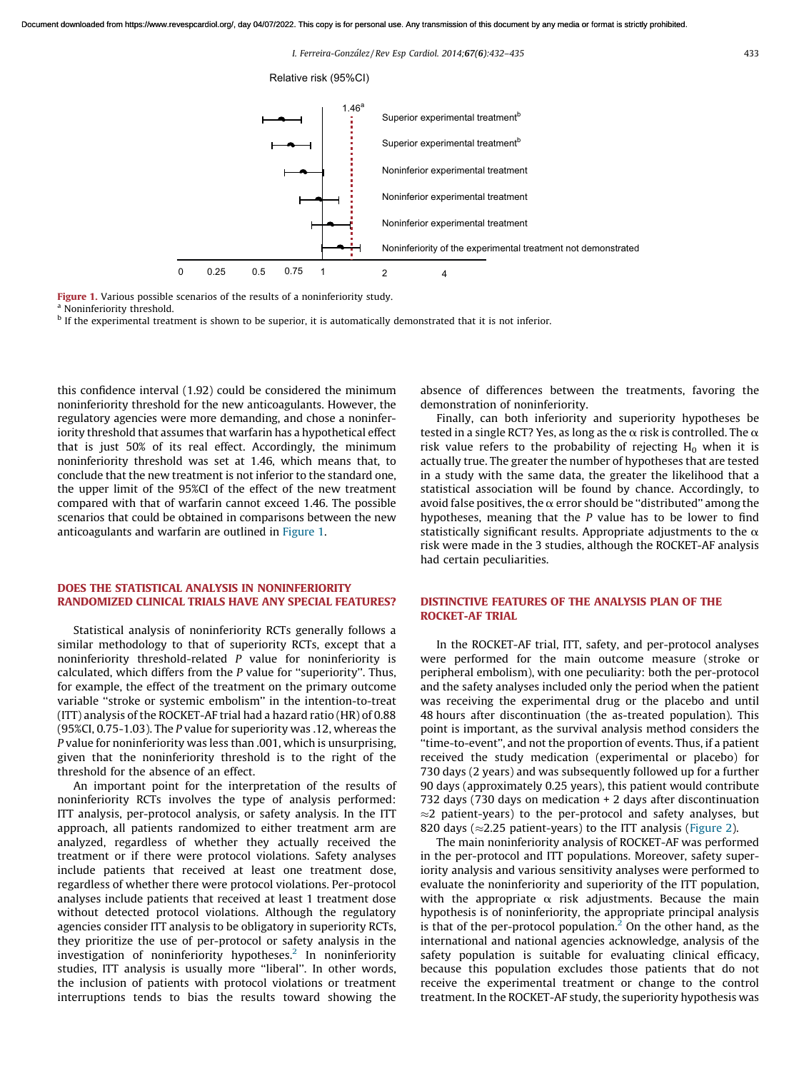Relative risk (95%CI)

| | |
|---|---|
| 1.46[a] | |
| | Superior experimental treatment[b] |
| | Superior experimental treatment[b] |
| | Noninferior experimental treatment |
| | Noninferior experimental treatment |
| | Noninferior experimental treatment |
| | Noninferiority of the experimental treatment not demonstrated |

0 0.25 0.5 0.75 1 2 4

**Figure 1.** Various possible scenarios of the results of a noninferiority study.
[a] Noninferiority threshold.
[b] If the experimental treatment is shown to be superior, it is automatically demonstrated that it is not inferior.

this confidence interval (1.92) could be considered the minimum noninferiority threshold for the new anticoagulants. However, the regulatory agencies were more demanding, and chose a noninferiority threshold that assumes that warfarin has a hypothetical effect that is just 50% of its real effect. Accordingly, the minimum noninferiority threshold was set at 1.46, which means that, to conclude that the new treatment is not inferior to the standard one, the upper limit of the 95%CI of the effect of the new treatment compared with that of warfarin cannot exceed 1.46. The possible scenarios that could be obtained in comparisons between the new anticoagulants and warfarin are outlined in Figure 1.

## DOES THE STATISTICAL ANALYSIS IN NONINFERIORITY RANDOMIZED CLINICAL TRIALS HAVE ANY SPECIAL FEATURES?

Statistical analysis of noninferiority RCTs generally follows a similar methodology to that of superiority RCTs, except that a noninferiority threshold-related *P* value for noninferiority is calculated, which differs from the *P* value for "superiority". Thus, for example, the effect of the treatment on the primary outcome variable "stroke or systemic embolism" in the intention-to-treat (ITT) analysis of the ROCKET-AF trial had a hazard ratio (HR) of 0.88 (95%CI, 0.75-1.03). The *P* value for superiority was .12, whereas the *P* value for noninferiority was less than .001, which is unsurprising, given that the noninferiority threshold is to the right of the threshold for the absence of an effect.

An important point for the interpretation of the results of noninferiority RCTs involves the type of analysis performed: ITT analysis, per-protocol analysis, or safety analysis. In the ITT approach, all patients randomized to either treatment arm are analyzed, regardless of whether they actually received the treatment or if there were protocol violations. Safety analyses include patients that received at least one treatment dose, regardless of whether there were protocol violations. Per-protocol analyses include patients that received at least 1 treatment dose without detected protocol violations. Although the regulatory agencies consider ITT analysis to be obligatory in superiority RCTs, they prioritize the use of per-protocol or safety analysis in the investigation of noninferiority hypotheses.[2] In noninferiority studies, ITT analysis is usually more "liberal". In other words, the inclusion of patients with protocol violations or treatment interruptions tends to bias the results toward showing the absence of differences between the treatments, favoring the demonstration of noninferiority.

Finally, can both inferiority and superiority hypotheses be tested in a single RCT? Yes, as long as the $\alpha$ risk is controlled. The $\alpha$ risk value refers to the probability of rejecting $H_0$ when it is actually true. The greater the number of hypotheses that are tested in a study with the same data, the greater the likelihood that a statistical association will be found by chance. Accordingly, to avoid false positives, the $\alpha$ error should be "distributed" among the hypotheses, meaning that the *P* value has to be lower to find statistically significant results. Appropriate adjustments to the $\alpha$ risk were made in the 3 studies, although the ROCKET-AF analysis had certain peculiarities.

## DISTINCTIVE FEATURES OF THE ANALYSIS PLAN OF THE ROCKET-AF TRIAL

In the ROCKET-AF trial, ITT, safety, and per-protocol analyses were performed for the main outcome measure (stroke or peripheral embolism), with one peculiarity: both the per-protocol and the safety analyses included only the period when the patient was receiving the experimental drug or the placebo and until 48 hours after discontinuation (the as-treated population). This point is important, as the survival analysis method considers the "time-to-event", and not the proportion of events. Thus, if a patient received the study medication (experimental or placebo) for 730 days (2 years) and was subsequently followed up for a further 90 days (approximately 0.25 years), this patient would contribute 732 days (730 days on medication + 2 days after discontinuation $\approx$2 patient-years) to the per-protocol and safety analyses, but 820 days ($\approx$2.25 patient-years) to the ITT analysis (Figure 2).

The main noninferiority analysis of ROCKET-AF was performed in the per-protocol and ITT populations. Moreover, safety superiority analysis and various sensitivity analyses were performed to evaluate the noninferiority and superiority of the ITT population, with the appropriate $\alpha$ risk adjustments. Because the main hypothesis is of noninferiority, the appropriate principal analysis is that of the per-protocol population.[2] On the other hand, as the international and national agencies acknowledge, analysis of the safety population is suitable for evaluating clinical efficacy, because this population excludes those patients that do not receive the experimental treatment or change to the control treatment. In the ROCKET-AF study, the superiority hypothesis was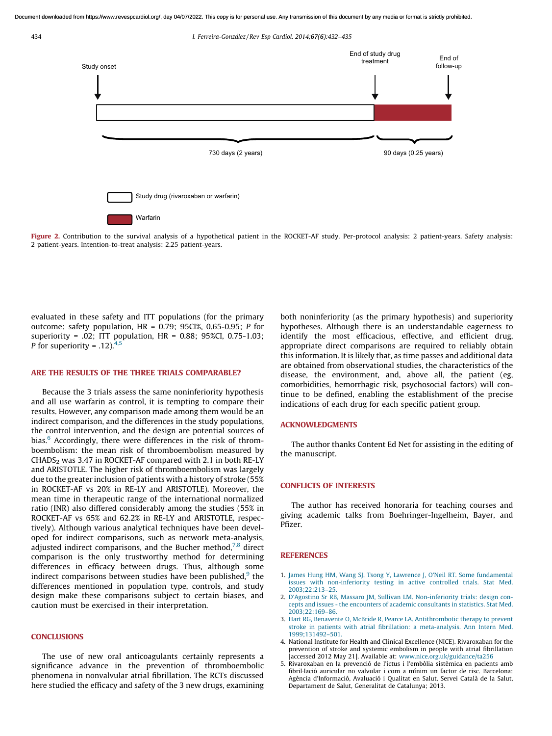Figure 2. Contribution to the survival analysis of a hypothetical patient in the ROCKET-AF study. Per-protocol analysis: 2 patient-years. Safety analysis: 2 patient-years. Intention-to-treat analysis: 2.25 patient-years.

evaluated in these safety and ITT populations (for the primary outcome: safety population, HR = 0.79; 95CI%, 0.65-0.95; *P* for superiority = .02; ITT population, HR = 0.88; 95%CI, 0.75-1.03; *P* for superiority = .12).[4,5]

## ARE THE RESULTS OF THE THREE TRIALS COMPARABLE?

Because the 3 trials assess the same noninferiority hypothesis and all use warfarin as control, it is tempting to compare their results. However, any comparison made among them would be an indirect comparison, and the differences in the study populations, the control intervention, and the design are potential sources of bias.[6] Accordingly, there were differences in the risk of thromboembolism: the mean risk of thromboembolism measured by $CHADS_2$ was 3.47 in ROCKET-AF compared with 2.1 in both RE-LY and ARISTOTLE. The higher risk of thromboembolism was largely due to the greater inclusion of patients with a history of stroke (55% in ROCKET-AF vs 20% in RE-LY and ARISTOTLE). Moreover, the mean time in therapeutic range of the international normalized ratio (INR) also differed considerably among the studies (55% in ROCKET-AF vs 65% and 62.2% in RE-LY and ARISTOTLE, respectively). Although various analytical techniques have been developed for indirect comparisons, such as network meta-analysis, adjusted indirect comparisons, and the Bucher method,[7,8] direct comparison is the only trustworthy method for determining differences in efficacy between drugs. Thus, although some indirect comparisons between studies have been published,[9] the differences mentioned in population type, controls, and study design make these comparisons subject to certain biases, and caution must be exercised in their interpretation.

## CONCLUSIONS

The use of new oral anticoagulants certainly represents a significance advance in the prevention of thromboembolic phenomena in nonvalvular atrial fibrillation. The RCTs discussed here studied the efficacy and safety of the 3 new drugs, examining both noninferiority (as the primary hypothesis) and superiority hypotheses. Although there is an understandable eagerness to identify the most efficacious, effective, and efficient drug, appropriate direct comparisons are required to reliably obtain this information. It is likely that, as time passes and additional data are obtained from observational studies, the characteristics of the disease, the environment, and, above all, the patient (eg, comorbidities, hemorrhagic risk, psychosocial factors) will continue to be defined, enabling the establishment of the precise indications of each drug for each specific patient group.

## ACKNOWLEDGMENTS

The author thanks Content Ed Net for assisting in the editing of the manuscript.

## CONFLICTS OF INTERESTS

The author has received honoraria for teaching courses and giving academic talks from Boehringer-Ingelheim, Bayer, and Pfizer.

## REFERENCES

1. James Hung HM, Wang SJ, Tsong Y, Lawrence J, O'Neil RT. Some fundamental issues with non-inferiority testing in active controlled trials. Stat Med. 2003;22:213–25.
2. D'Agostino Sr RB, Massaro JM, Sullivan LM. Non-inferiority trials: design concepts and issues - the encounters of academic consultants in statistics. Stat Med. 2003;22:169–86.
3. Hart RG, Benavente O, McBride R, Pearce LA. Antithrombotic therapy to prevent stroke in patients with atrial fibrillation: a meta-analysis. Ann Intern Med. 1999;131492–501.
4. National Institute for Health and Clinical Excellence (NICE). Rivaroxaban for the prevention of stroke and systemic embolism in people with atrial fibrillation [accessed 2012 May 21]. Available at: www.nice.org.uk/guidance/ta256
5. Rivaroxaban en la prevenció de l'ictus i l'embòlia sistèmica en pacients amb fibril·lació auricular no valvular i com a mínim un factor de risc. Barcelona: Agència d'Informació, Avaluació i Qualitat en Salut, Servei Català de la Salut, Departament de Salut, Generalitat de Catalunya; 2013.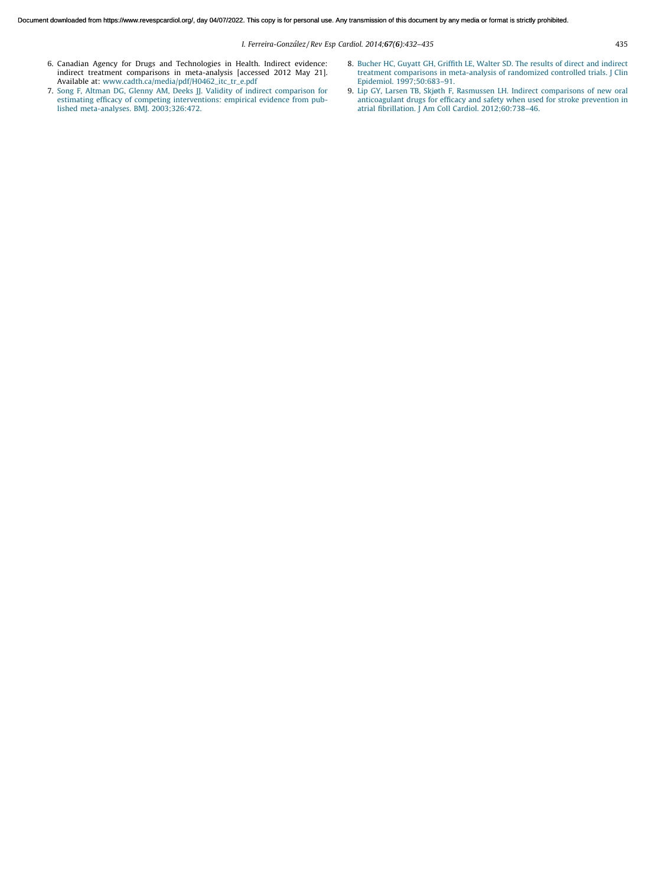6. Canadian Agency for Drugs and Technologies in Health. Indirect evidence: indirect treatment comparisons in meta-analysis [accessed 2012 May 21]. Available at: www.cadth.ca/media/pdf/H0462_itc_tr_e.pdf
7. Song F, Altman DG, Glenny AM, Deeks JJ. Validity of indirect comparison for estimating efficacy of competing interventions: empirical evidence from published meta-analyses. BMJ. 2003;326:472.
8. Bucher HC, Guyatt GH, Griffith LE, Walter SD. The results of direct and indirect treatment comparisons in meta-analysis of randomized controlled trials. J Clin Epidemiol. 1997;50:683–91.
9. Lip GY, Larsen TB, Skjøth F, Rasmussen LH. Indirect comparisons of new oral anticoagulant drugs for efficacy and safety when used for stroke prevention in atrial fibrillation. J Am Coll Cardiol. 2012;60:738–46.